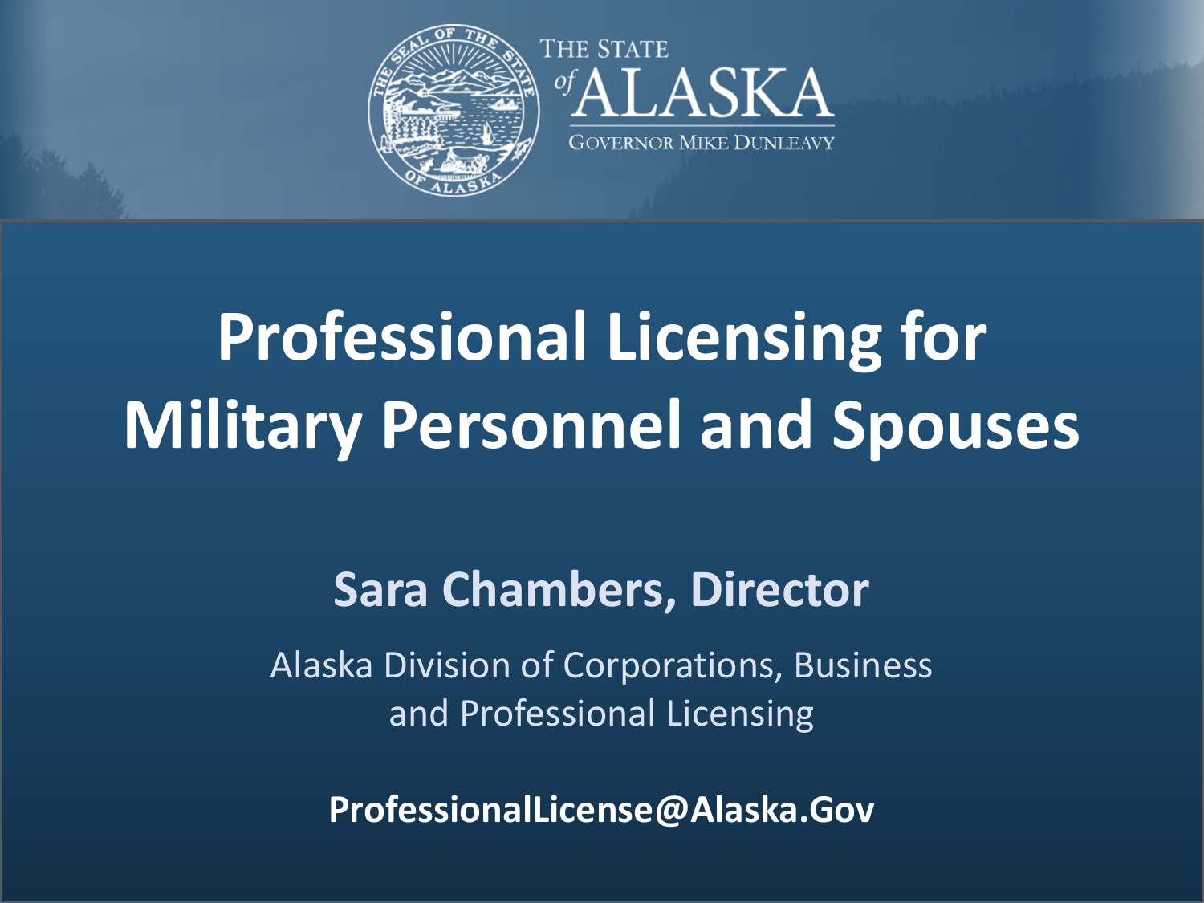THE STATE of ALASKA

GOVERNOR MIKE DUNLEAVY

# Professional Licensing for Military Personnel and Spouses

## Sara Chambers, Director

Alaska Division of Corporations, Business and Professional Licensing

**ProfessionalLicense@Alaska.Gov**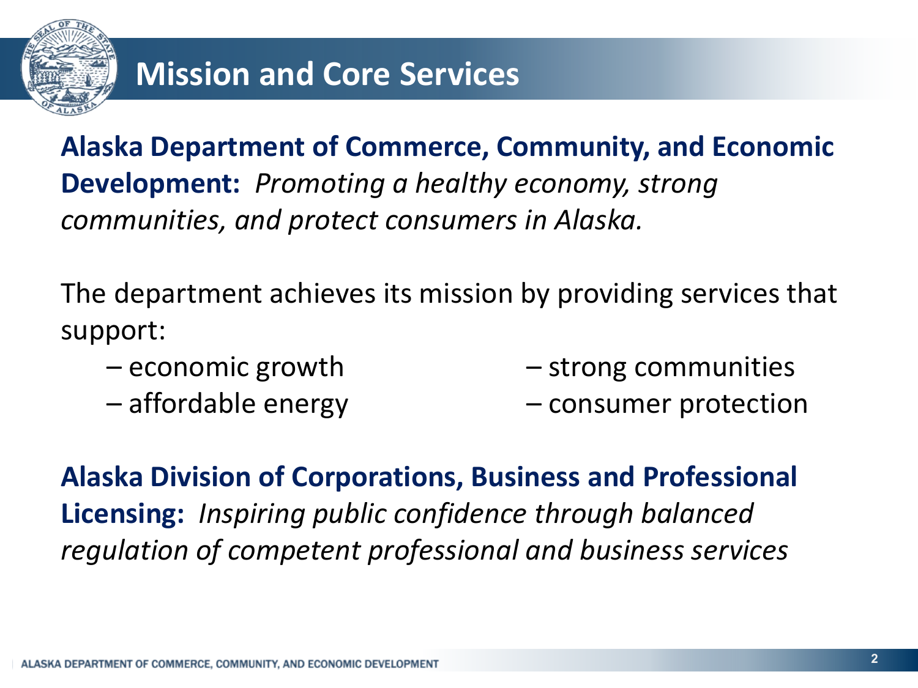# Mission and Core Services

**Alaska Department of Commerce, Community, and Economic Development:** *Promoting a healthy economy, strong communities, and protect consumers in Alaska.*

The department achieves its mission by providing services that support:

- economic growth
- affordable energy
- strong communities
- consumer protection

**Alaska Division of Corporations, Business and Professional Licensing:** *Inspiring public confidence through balanced regulation of competent professional and business services*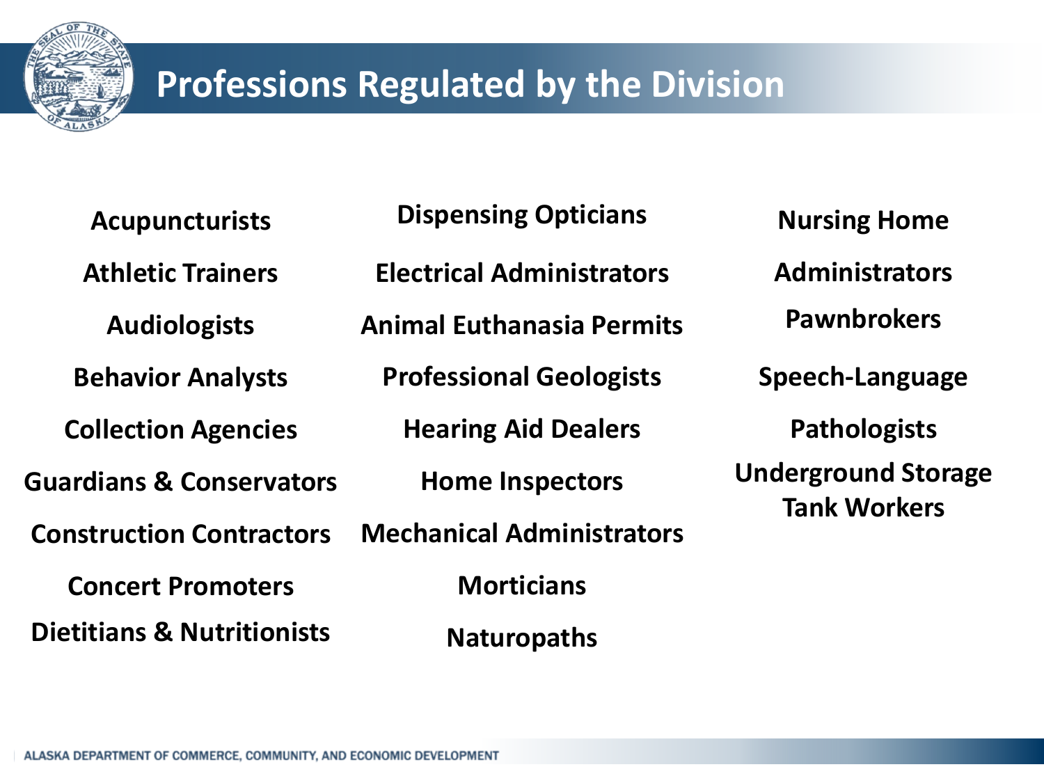# Professions Regulated by the Division

- Acupuncturists
- Athletic Trainers
- Audiologists
- Behavior Analysts
- Collection Agencies
- Guardians & Conservators
- Construction Contractors
- Concert Promoters
- Dietitians & Nutritionists
- Dispensing Opticians
- Electrical Administrators
- Animal Euthanasia Permits
- Professional Geologists
- Hearing Aid Dealers
- Home Inspectors
- Mechanical Administrators
- Morticians
- Naturopaths
- Nursing Home Administrators
- Pawnbrokers
- Speech-Language Pathologists
- Underground Storage Tank Workers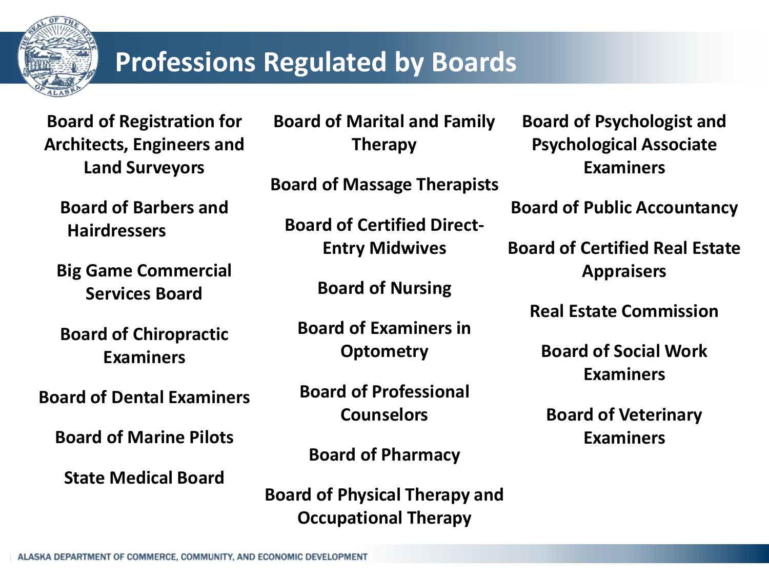# Professions Regulated by Boards

- Board of Registration for Architects, Engineers and Land Surveyors
- Board of Barbers and Hairdressers
- Big Game Commercial Services Board
- Board of Chiropractic Examiners
- Board of Dental Examiners
- Board of Marine Pilots
- State Medical Board
- Board of Marital and Family Therapy
- Board of Massage Therapists
- Board of Certified Direct-Entry Midwives
- Board of Nursing
- Board of Examiners in Optometry
- Board of Professional Counselors
- Board of Pharmacy
- Board of Physical Therapy and Occupational Therapy
- Board of Psychologist and Psychological Associate Examiners
- Board of Public Accountancy
- Board of Certified Real Estate Appraisers
- Real Estate Commission
- Board of Social Work Examiners
- Board of Veterinary Examiners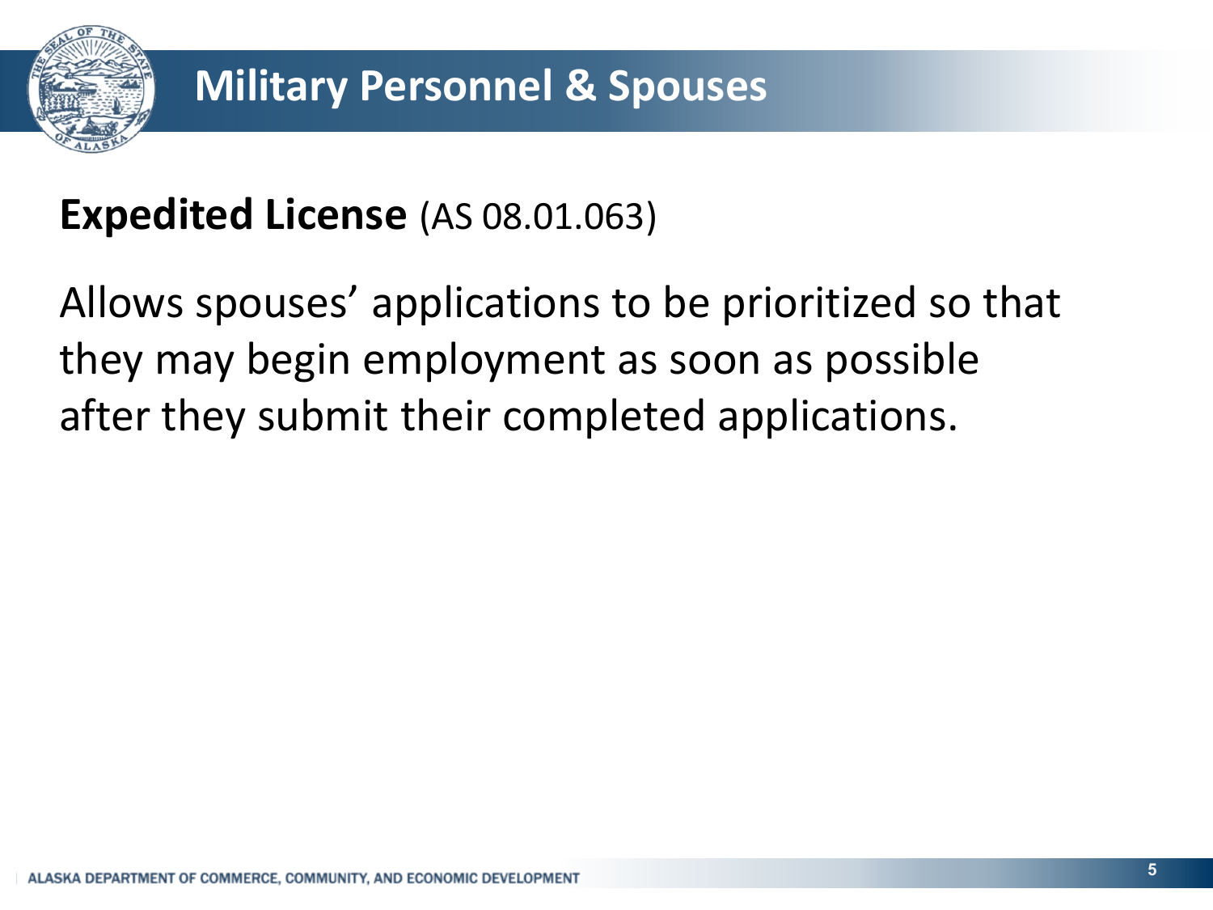# Military Personnel & Spouses

**Expedited License** (AS 08.01.063)

Allows spouses' applications to be prioritized so that they may begin employment as soon as possible after they submit their completed applications.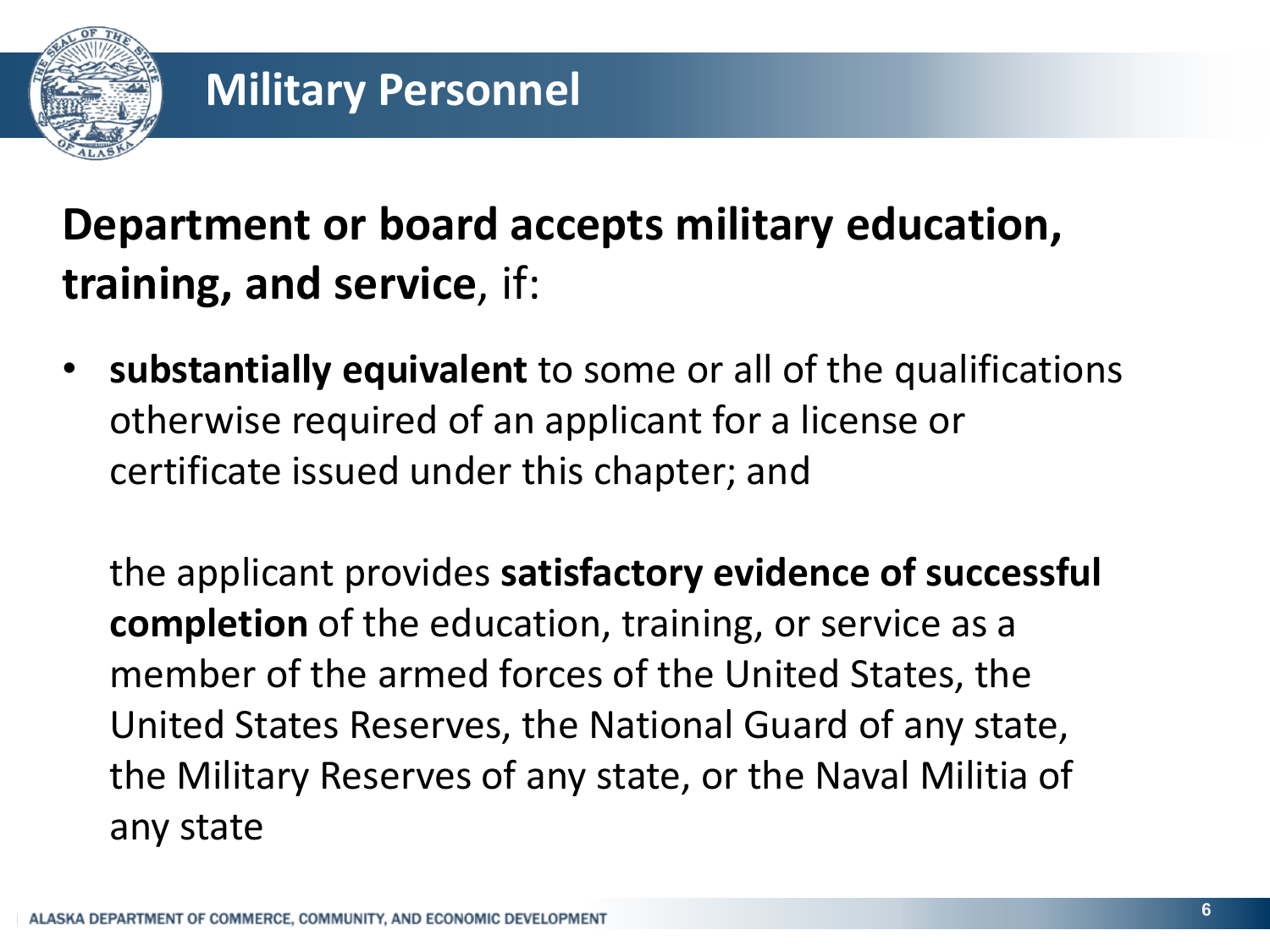## Military Personnel

**Department or board accepts military education, training, and service**, if:

- **substantially equivalent** to some or all of the qualifications otherwise required of an applicant for a license or certificate issued under this chapter; and

  the applicant provides **satisfactory evidence of successful completion** of the education, training, or service as a member of the armed forces of the United States, the United States Reserves, the National Guard of any state, the Military Reserves of any state, or the Naval Militia of any state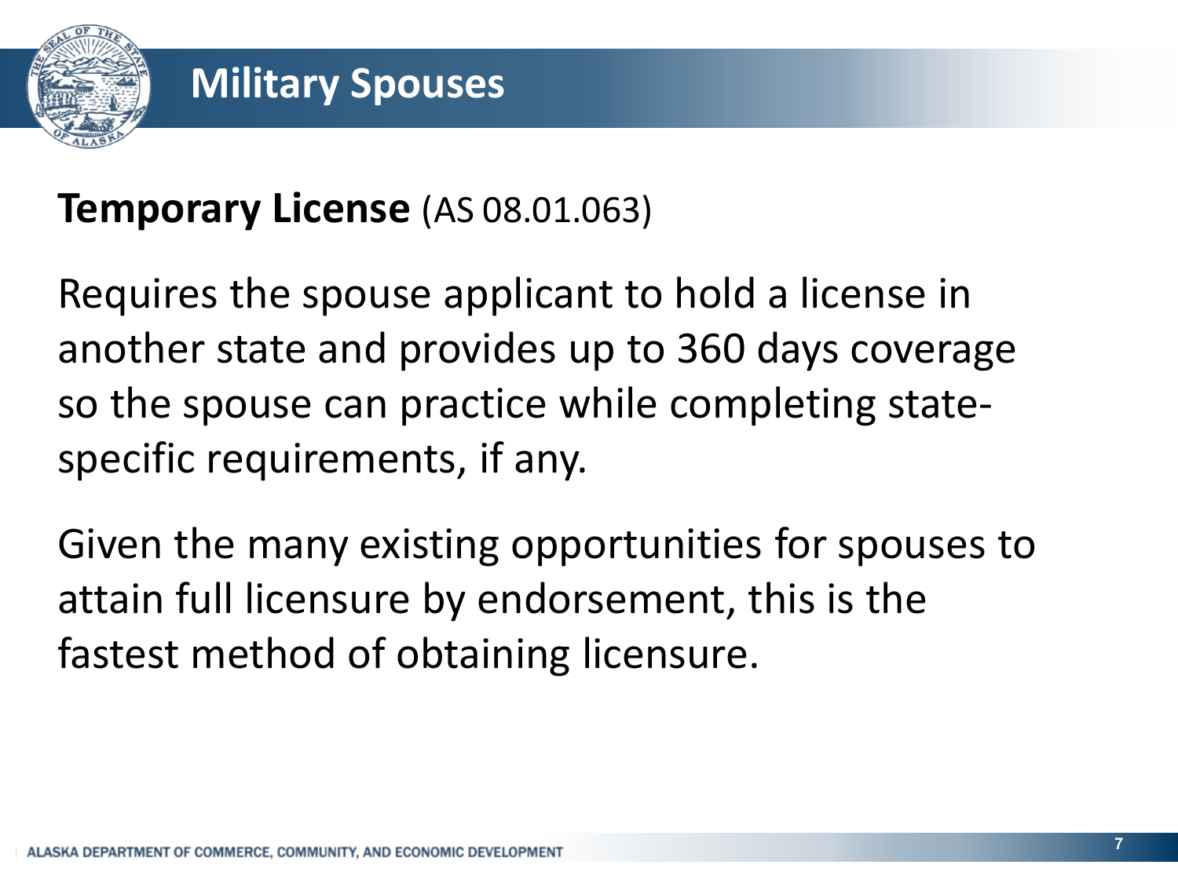# Military Spouses

**Temporary License** (AS 08.01.063)

Requires the spouse applicant to hold a license in another state and provides up to 360 days coverage so the spouse can practice while completing state-specific requirements, if any.

Given the many existing opportunities for spouses to attain full licensure by endorsement, this is the fastest method of obtaining licensure.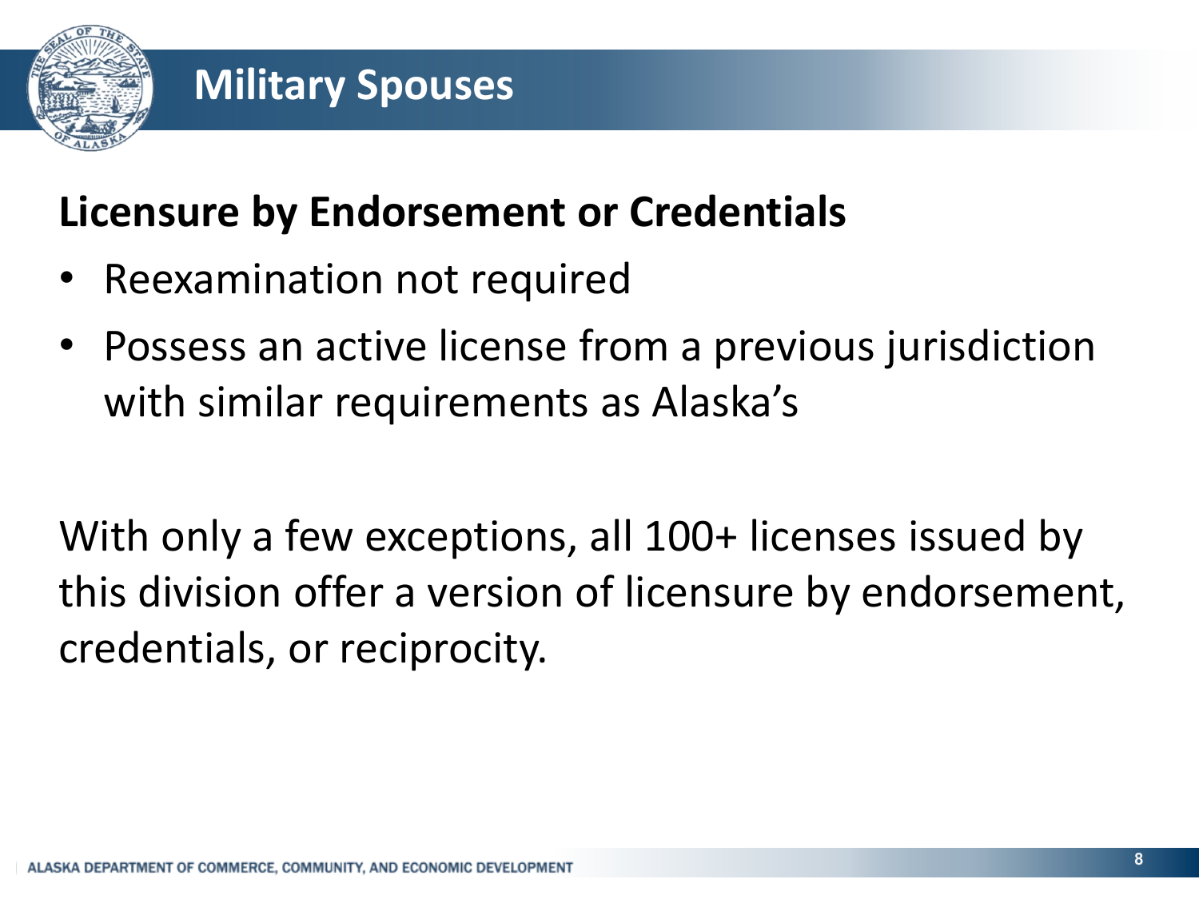# Military Spouses

## Licensure by Endorsement or Credentials

- Reexamination not required
- Possess an active license from a previous jurisdiction with similar requirements as Alaska's

With only a few exceptions, all 100+ licenses issued by this division offer a version of licensure by endorsement, credentials, or reciprocity.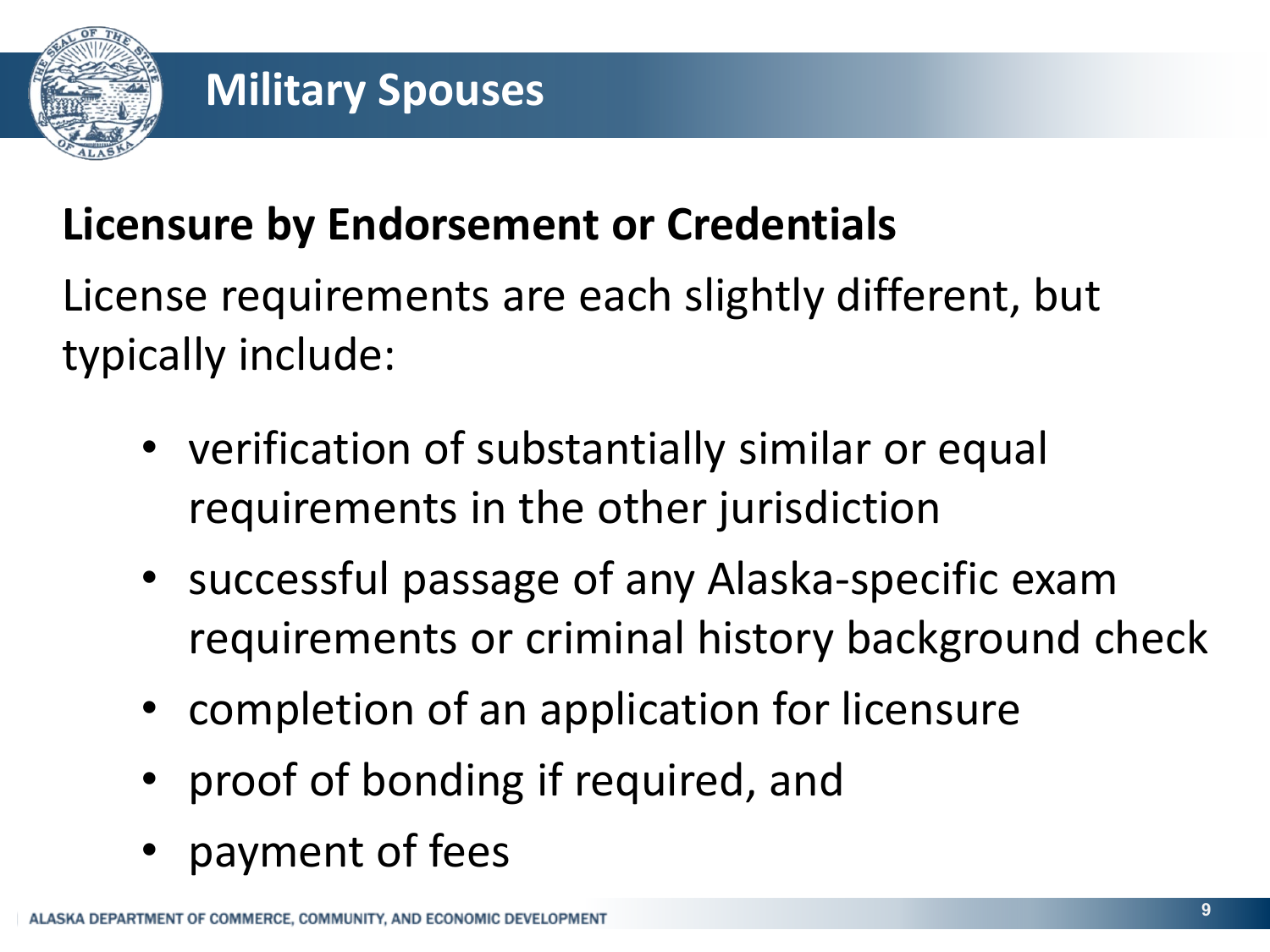# Military Spouses

## Licensure by Endorsement or Credentials

License requirements are each slightly different, but typically include:

- verification of substantially similar or equal requirements in the other jurisdiction
- successful passage of any Alaska-specific exam requirements or criminal history background check
- completion of an application for licensure
- proof of bonding if required, and
- payment of fees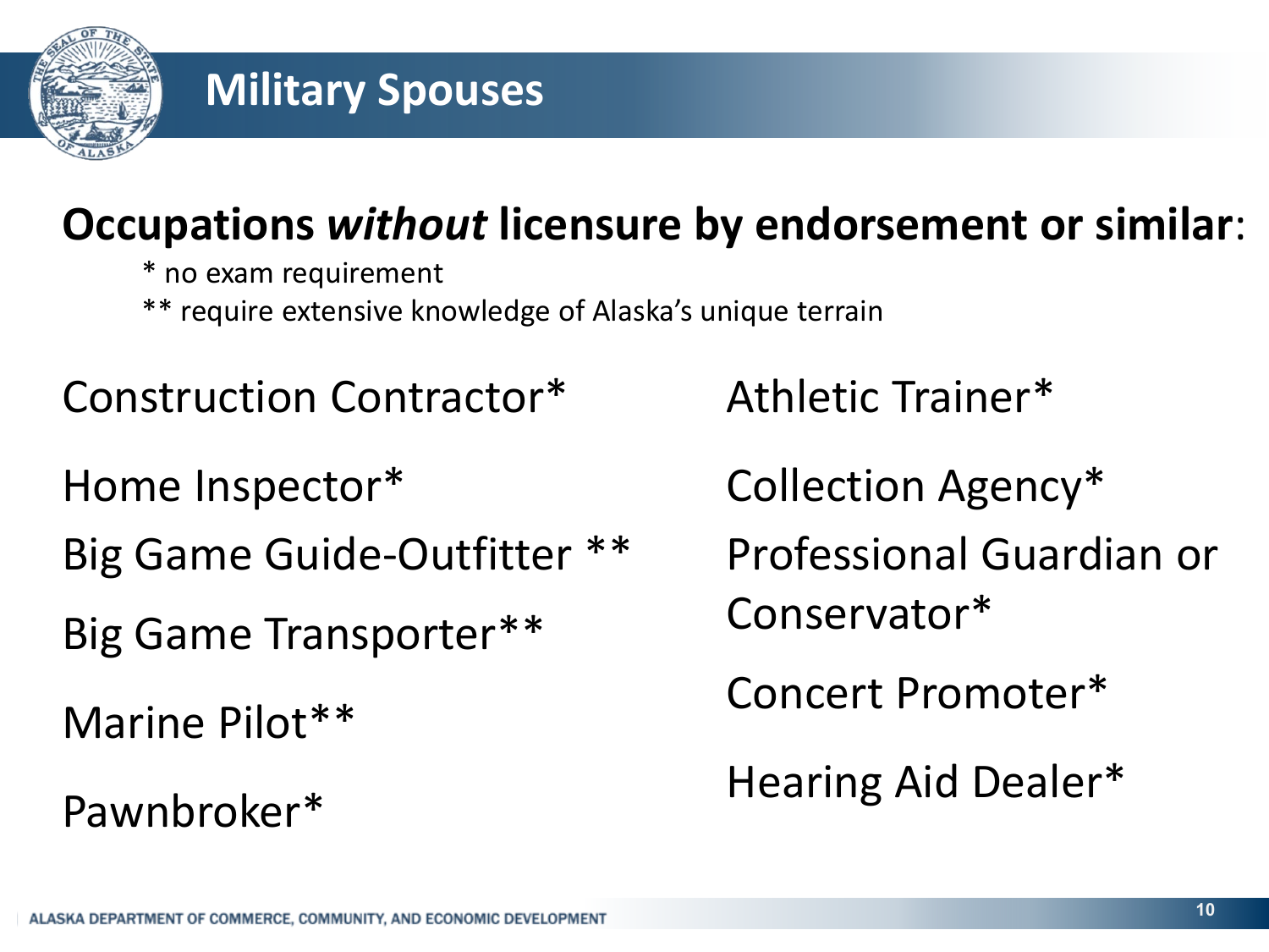# Military Spouses

## Occupations *without* licensure by endorsement or similar:

\* no exam requirement

\*\* require extensive knowledge of Alaska's unique terrain

- Construction Contractor*
- Home Inspector*
- Big Game Guide-Outfitter **
- Big Game Transporter**
- Marine Pilot**
- Pawnbroker*
- Athletic Trainer*
- Collection Agency*
- Professional Guardian or Conservator*
- Concert Promoter*
- Hearing Aid Dealer*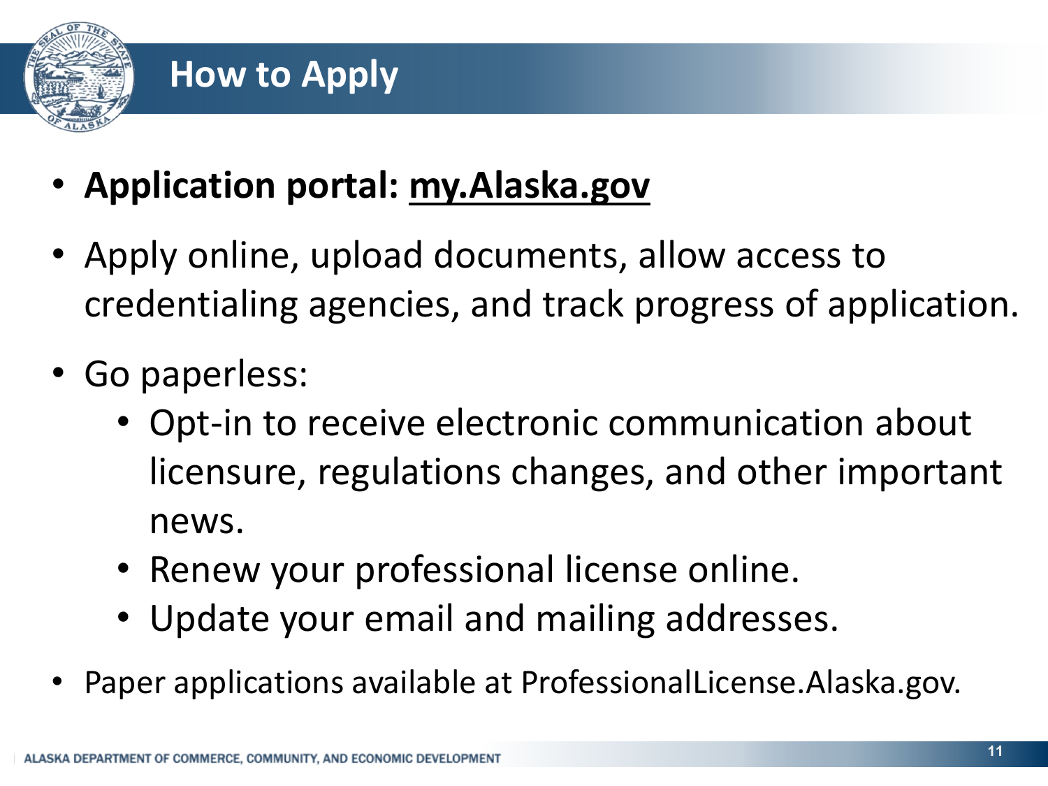# How to Apply

- **Application portal: my.Alaska.gov**
- Apply online, upload documents, allow access to credentialing agencies, and track progress of application.
- Go paperless:
  - Opt-in to receive electronic communication about licensure, regulations changes, and other important news.
  - Renew your professional license online.
  - Update your email and mailing addresses.
- Paper applications available at ProfessionalLicense.Alaska.gov.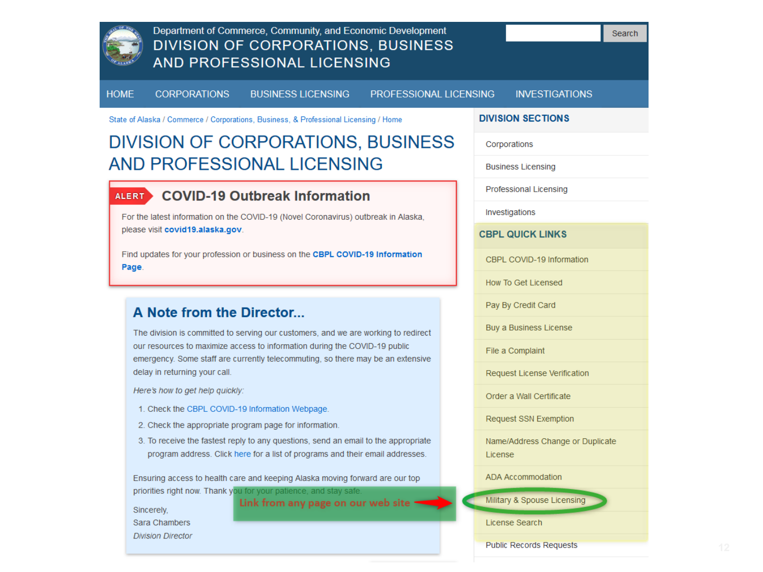Department of Commerce, Community, and Economic Development

# DIVISION OF CORPORATIONS, BUSINESS AND PROFESSIONAL LICENSING

HOME | CORPORATIONS | BUSINESS LICENSING | PROFESSIONAL LICENSING | INVESTIGATIONS

State of Alaska / Commerce / Corporations, Business, & Professional Licensing / Home

# DIVISION OF CORPORATIONS, BUSINESS AND PROFESSIONAL LICENSING

**ALERT** 

## COVID-19 Outbreak Information

For the latest information on the COVID-19 (Novel Coronavirus) outbreak in Alaska, please visit **covid19.alaska.gov**.

Find updates for your profession or business on the **CBPL COVID-19 Information Page**.

## A Note from the Director...

The division is committed to serving our customers, and we are working to redirect our resources to maximize access to information during the COVID-19 public emergency. Some staff are currently telecommuting, so there may be an extensive delay in returning your call.

*Here's how to get help quickly:*

1. Check the CBPL COVID-19 Information Webpage.
2. Check the appropriate program page for information.
3. To receive the fastest reply to any questions, send an email to the appropriate program address. Click here for a list of programs and their email addresses.

Ensuring access to health care and keeping Alaska moving forward are our top priorities right now. Thank you for your patience, and stay safe.

Sincerely,
Sara Chambers
*Division Director*

**Link from any page on our web site** →

### DIVISION SECTIONS

- Corporations
- Business Licensing
- Professional Licensing
- Investigations

### CBPL QUICK LINKS

- CBPL COVID-19 Information
- How To Get Licensed
- Pay By Credit Card
- Buy a Business License
- File a Complaint
- Request License Verification
- Order a Wall Certificate
- Request SSN Exemption
- Name/Address Change or Duplicate License
- ADA Accommodation
- Military & Spouse Licensing
- License Search
- Public Records Requests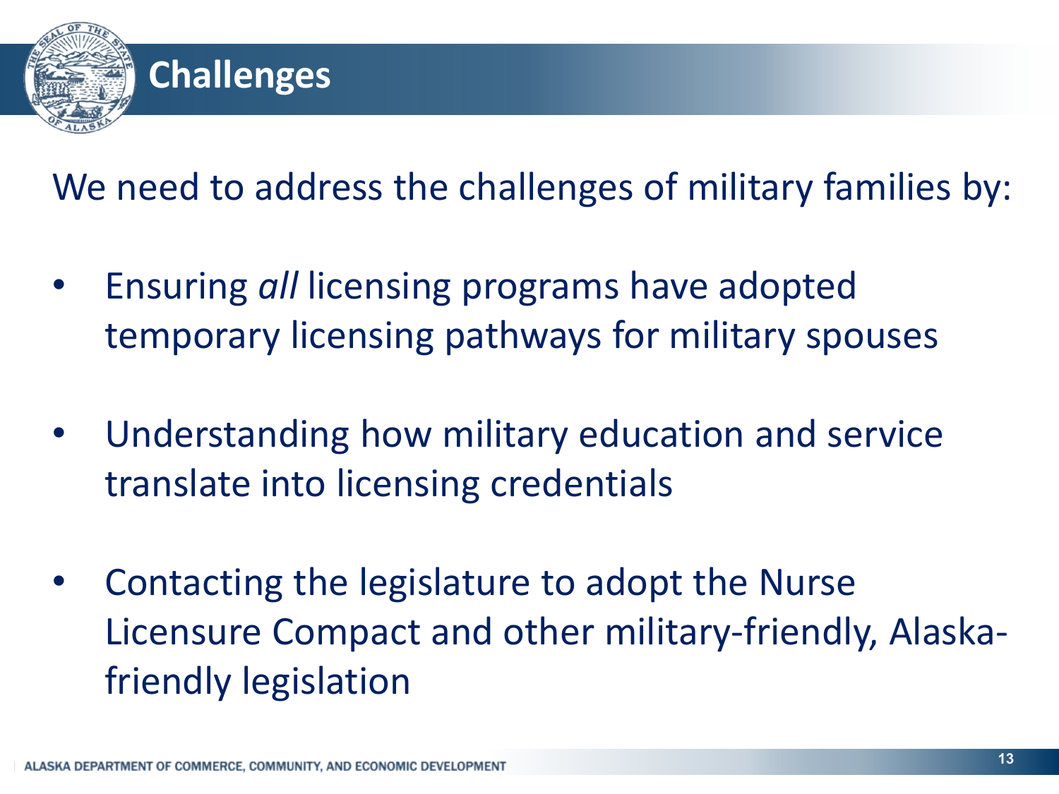# Challenges

We need to address the challenges of military families by:

- Ensuring *all* licensing programs have adopted temporary licensing pathways for military spouses
- Understanding how military education and service translate into licensing credentials
- Contacting the legislature to adopt the Nurse Licensure Compact and other military-friendly, Alaska-friendly legislation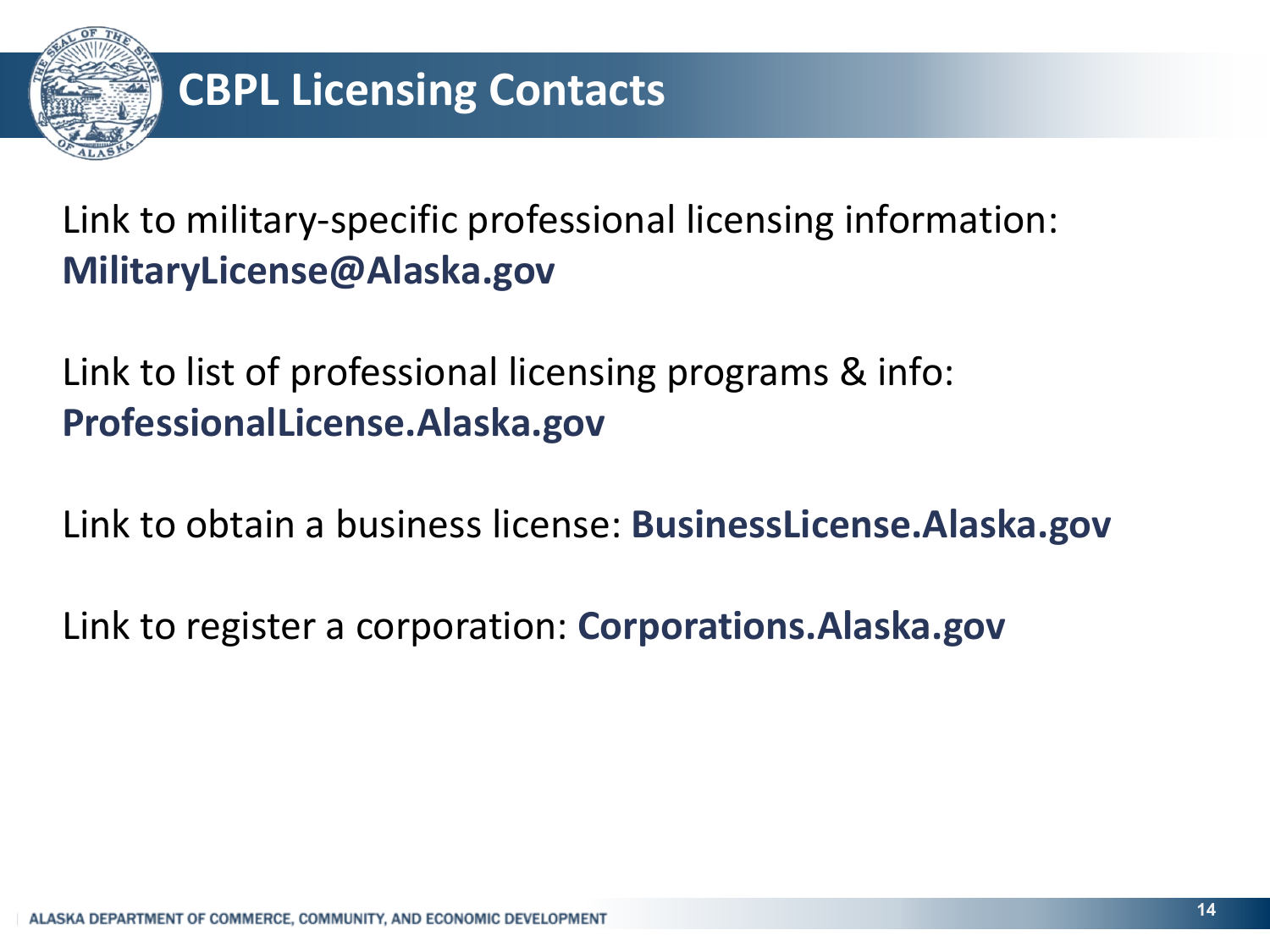# CBPL Licensing Contacts

Link to military-specific professional licensing information: **MilitaryLicense@Alaska.gov**

Link to list of professional licensing programs & info: **ProfessionalLicense.Alaska.gov**

Link to obtain a business license: **BusinessLicense.Alaska.gov**

Link to register a corporation: **Corporations.Alaska.gov**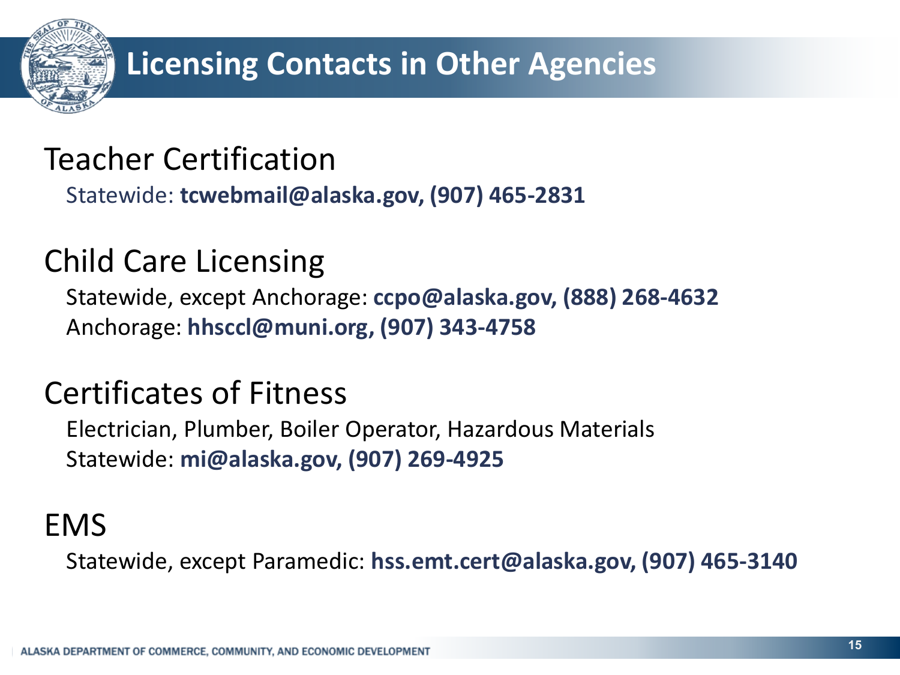# Licensing Contacts in Other Agencies

## Teacher Certification

Statewide: **tcwebmail@alaska.gov, (907) 465-2831**

## Child Care Licensing

Statewide, except Anchorage: **ccpo@alaska.gov, (888) 268-4632**
Anchorage: **hhsccl@muni.org, (907) 343-4758**

## Certificates of Fitness

Electrician, Plumber, Boiler Operator, Hazardous Materials
Statewide: **mi@alaska.gov, (907) 269-4925**

## EMS

Statewide, except Paramedic: **hss.emt.cert@alaska.gov, (907) 465-3140**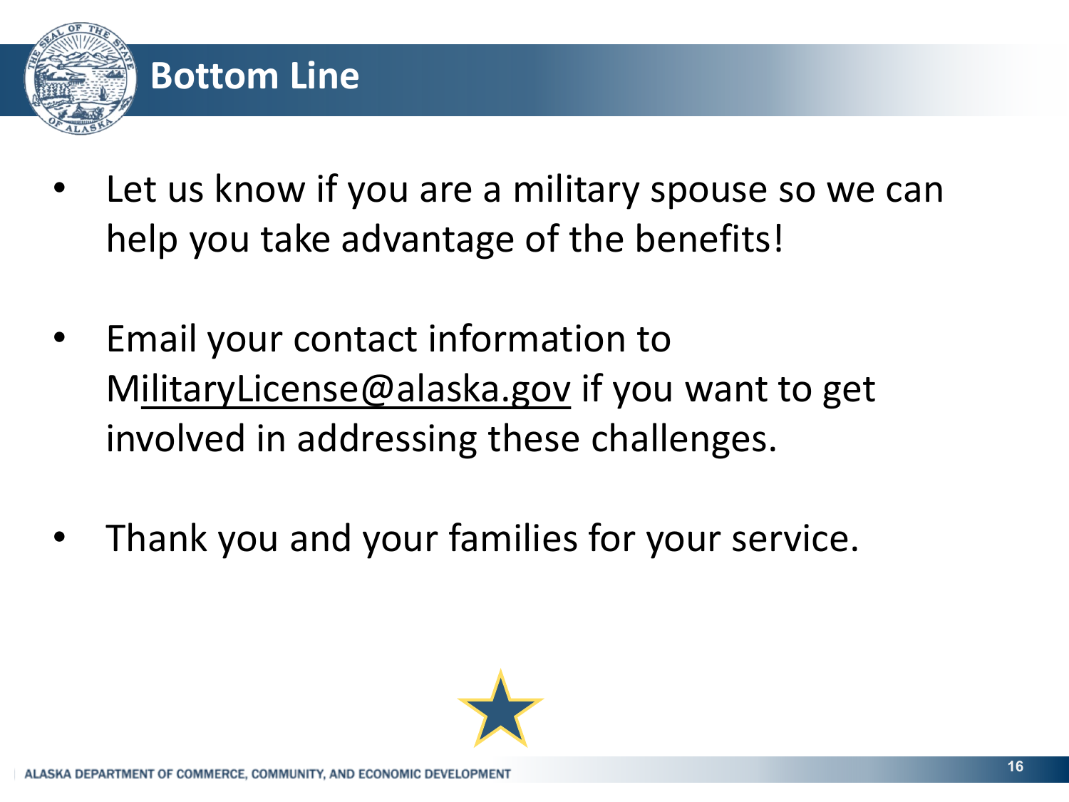## Bottom Line

- Let us know if you are a military spouse so we can help you take advantage of the benefits!
- Email your contact information to MilitaryLicense@alaska.gov if you want to get involved in addressing these challenges.
- Thank you and your families for your service.